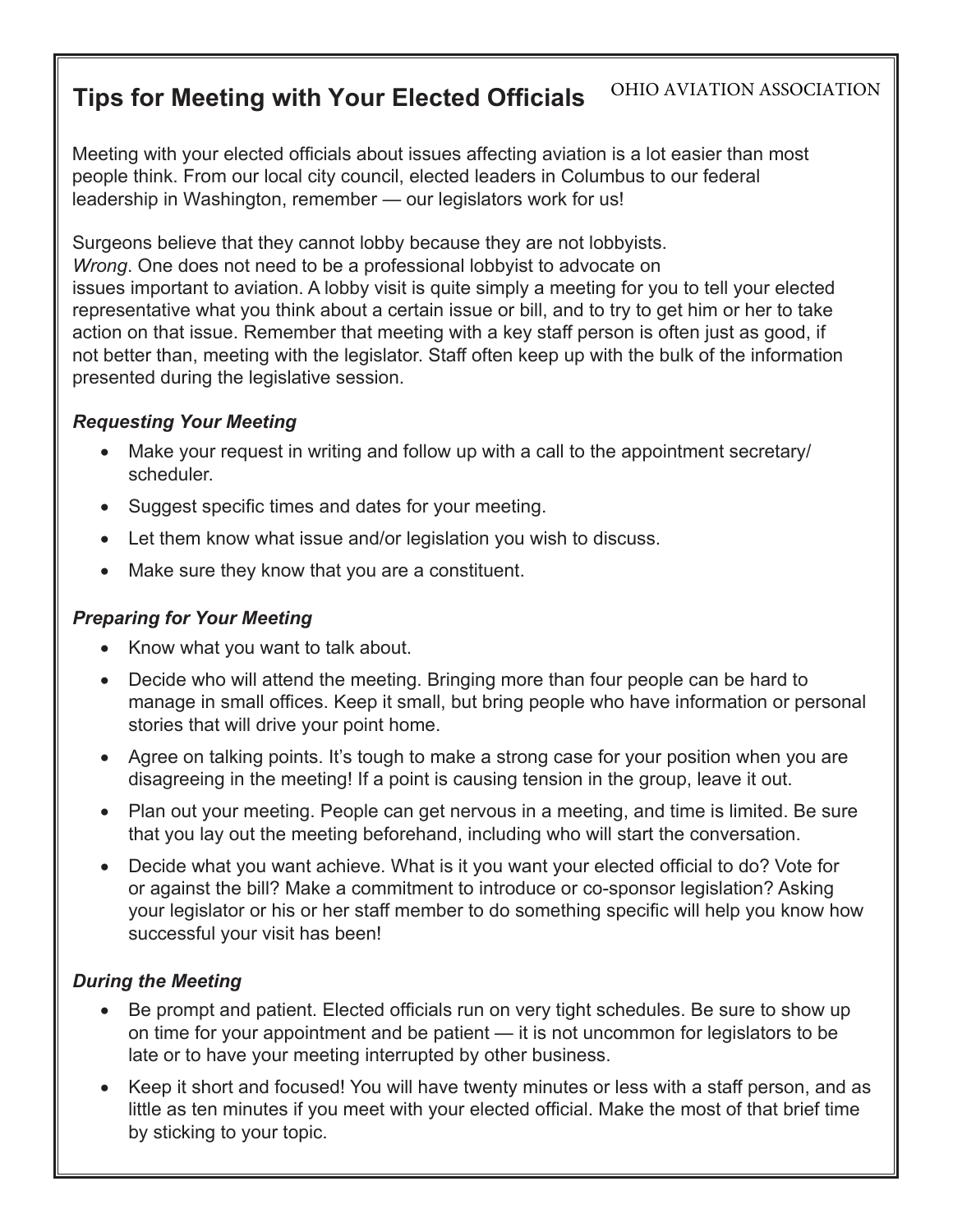# Tips for Meeting with Your Elected Officials

OHIO AVIATION ASSOCIATION

Meeting with your elected officials about issues affecting aviation is a lot easier than most people think. From our local city council, elected leaders in Columbus to our federal leadership in Washington, remember — our legislators work for us!

Surgeons believe that they cannot lobby because they are not lobbyists. *Wrong*. One does not need to be a professional lobbyist to advocate on issues important to aviation. A lobby visit is quite simply a meeting for you to tell your elected representative what you think about a certain issue or bill, and to try to get him or her to take action on that issue. Remember that meeting with a key staff person is often just as good, if not better than, meeting with the legislator. Staff often keep up with the bulk of the information presented during the legislative session.

### *Requesting Your Meeting*

- Make your request in writing and follow up with a call to the appointment secretary/ scheduler.
- Suggest specific times and dates for your meeting.
- Let them know what issue and/or legislation you wish to discuss.
- Make sure they know that you are a constituent.

### *Preparing for Your Meeting*

- Know what you want to talk about.
- Decide who will attend the meeting. Bringing more than four people can be hard to manage in small offices. Keep it small, but bring people who have information or personal stories that will drive your point home.
- Agree on talking points. It's tough to make a strong case for your position when you are disagreeing in the meeting! If a point is causing tension in the group, leave it out.
- Plan out your meeting. People can get nervous in a meeting, and time is limited. Be sure that you lay out the meeting beforehand, including who will start the conversation.
- Decide what you want achieve. What is it you want your elected official to do? Vote for or against the bill? Make a commitment to introduce or co-sponsor legislation? Asking your legislator or his or her staff member to do something specific will help you know how successful your visit has been!

### *During the Meeting*

- Be prompt and patient. Elected officials run on very tight schedules. Be sure to show up on time for your appointment and be patient — it is not uncommon for legislators to be late or to have your meeting interrupted by other business.
- Keep it short and focused! You will have twenty minutes or less with a staff person, and as little as ten minutes if you meet with your elected official. Make the most of that brief time by sticking to your topic.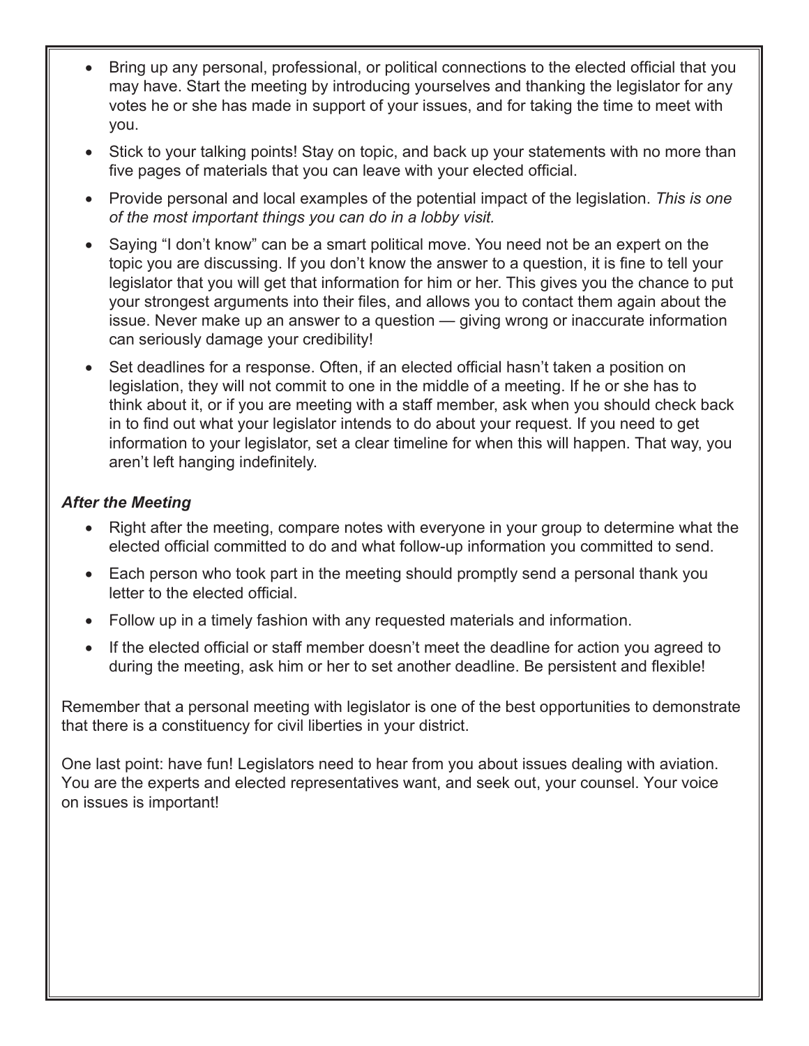- Bring up any personal, professional, or political connections to the elected official that you may have. Start the meeting by introducing yourselves and thanking the legislator for any votes he or she has made in support of your issues, and for taking the time to meet with you.
- Stick to your talking points! Stay on topic, and back up your statements with no more than five pages of materials that you can leave with your elected official.
- Provide personal and local examples of the potential impact of the legislation. *This is one of the most important things you can do in a lobby visit.*
- Saying "I don't know" can be a smart political move. You need not be an expert on the topic you are discussing. If you don't know the answer to a question, it is fine to tell your legislator that you will get that information for him or her. This gives you the chance to put your strongest arguments into their files, and allows you to contact them again about the issue. Never make up an answer to a question — giving wrong or inaccurate information can seriously damage your credibility!
- Set deadlines for a response. Often, if an elected official hasn't taken a position on legislation, they will not commit to one in the middle of a meeting. If he or she has to think about it, or if you are meeting with a staff member, ask when you should check back in to find out what your legislator intends to do about your request. If you need to get information to your legislator, set a clear timeline for when this will happen. That way, you aren't left hanging indefinitely.

***After the Meeting***

- Right after the meeting, compare notes with everyone in your group to determine what the elected official committed to do and what follow-up information you committed to send.
- Each person who took part in the meeting should promptly send a personal thank you letter to the elected official.
- Follow up in a timely fashion with any requested materials and information.
- If the elected official or staff member doesn't meet the deadline for action you agreed to during the meeting, ask him or her to set another deadline. Be persistent and flexible!

Remember that a personal meeting with legislator is one of the best opportunities to demonstrate that there is a constituency for civil liberties in your district.

One last point: have fun! Legislators need to hear from you about issues dealing with aviation. You are the experts and elected representatives want, and seek out, your counsel. Your voice on issues is important!